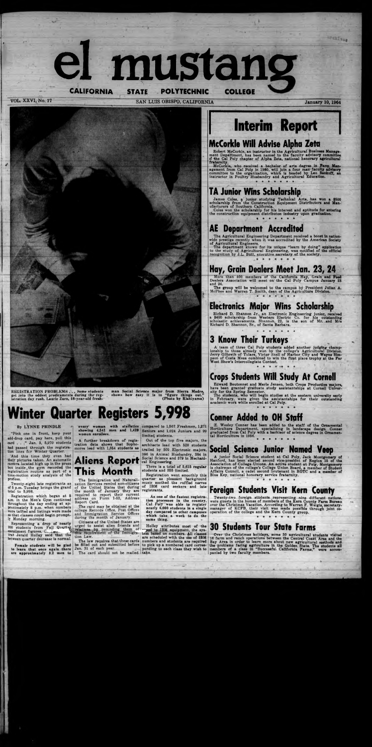# el mustang

CALIFORNIA STATE POLYTECHNIC COLLEGE

VOL. XXVI, No. 17 — SAN LUIS OBISPO, CALIFORNIA — January 10, 1964

REGISTRATION PROBLEMS . . . Some students get into the oddest predicaments during the registration day rush. Laurie Zurn, 18-year-old freshman Social Science major from Sierra Madre, shows how easy it is to "figure things out." (Photo by Kishiyama)

# Winter Quarter Registers 5,998

By LYNNE PRINDLE

"Pink one in front, keep your add-drop card, pay here, pull this card . . ." Jan. 3, 5,970 students had passed through the registration lines for Winter Quarter.

And this time they even had their pictures taken. An automatic camera located high up in the press box inside the gym recorded the registration routine as part of a time-motion study analysis of the process.

Twenty-eight late registrants as of 5 p.m. Tuesday brings the grand total to 5,998.

Registration which began at 8 a.m. in the Men's Gym continued throughout the day ending at approximately 8 p.m. when numbers were tallied and listings were made so that classes could begin promptly Monday morning.

Representing a drop of nearly 300 students from Fall Quarter enrollment figures, C... ... Dean Jerald Holley said that the between quarter decrease is normal.

Female students will be glad to learn that once again there are approximately 3.2 men to 'every' woman with statistics showing 4,541 men and 1,429 women enrollees.

A further breakdown of registration data shows that Sophomores lead with 1,654 students as compared to 1,567 Freshmen, 1,271 Seniors and 1,024 Juniors and 99 limited students.

Out of the top five majors, the architects lead with 520 students trailed by 509 Electronic majors, 386 in Animal Husbandry, 384 in Social Science and 379 in Mechanical Engineering.

There is a total of 5,615 regular students and 355 limited.

Registration went smoothly this quarter as pleasant background music soothed the ruffled nerves of IBM card seekers and late registrants.

**As one of the fastest registration processes in the country, Cal Poly was able to register nearly 6,000 students in a single day compared to other campuses which take a week to do the same thing.**

Holley attributes most of the ...ged to IBM equipment, the system based on numbers. All classes are scheduled with the use of IBM numbers and students are required to pick up a numbered card corresponding to each class they wish to take.

## Aliens Report This Month

The Immigration and Naturalization Services remind non-citizens of the United States that during the month of January they are required to report their current address on Form 1-53, Address Report Card.

The card may be obtained at the college Records Office, Post Offices and Immigration Service Offices during the month of January.

Citizens of the United States are urged to assist alien friends and relatives by reminding them of this requirement of the Immigration Law.

The law requires that these cards be filled out and submitted before Jan. 31 of each year.

The card should not be mailed.

# Interim Report

## McCorkle Will Advise Alpha Zeta

Robert McCorkle, an instructor in the Agricultural Business Management Department, has been named to the faculty advisory committee of the Cal Poly chapter of Alpha Zeta, national honorary agricultural fraternity.

McCorkle, who received a bachelor of arts degree in Farm Management from Cal Poly in 1960, will join a four man faculty advisory committee to the organization, which is headed by Leo Sankoff, an instructor in Poultry Husbandry and Agricultural Education.

## TA Junior Wins Scholarship

James Coles, a junior studying Technical Arts, has won a $500 scholarship from the Construction Equipment Distributors and Manufacturers of Southern California.

Coles won the scholarship for his interest and aptitude for entering the construction equipment distributor industry upon graduation.

## AE Department Accredited

The Agricultural Engineering Department received a boost in nationwide prestige recently when it was accredited by the American Society of Agricultural Engineers.

The department known for its unique "learn by doing" application to the study of Agricultural Engineering, was notified of the official recognition by J.L. Butt, executive secretary of the society.

## Hay, Grain Dealers Meet Jan. 23, 24

More than 400 members of the California Hay, Grain and Feed Dealers Association will meet on the Cal Poly Campus January 23 and 24.

The group will be welcomed to the campus by President Julian A. McPhee and Warren T. Smith, dean of the Agriculture Division.

## Electronics Major Wins Scholarship

Richard D. Shannon Jr., an Electronic Engineering junior, received a $400 scholarship from Western Electric Co. for his outstanding scholastic achievements. Shannon, 22, is the son of Mr. and Mrs Richard D. Shannon, Sr., of Santa Barbara.

## 3 Know Their Turkeys

A team of three Cal Poly students added another judging championship to those already won by the college's Agricultural Division. Jerry Gilbreth of Tulare, Victor Snell of Harbor City and Wayne Simpson of Costa Mesa combined to win the first place trophy at the Far West Show's Intercollegiate Contest.

## Crops Students Will Study At Cornell

Edward Boutonnet and Merle Jensen, both Crops Production majors, have been granted graduate study assistantships at Cornell University for the Spring Semester.

The students, who will begin studies at the eastern university early in February, were given the assistantships for their outstanding academic work while enrolled at Cal Poly.

## Conner Added to OH Staff

E. Wesley Conner has been added to the staff of the Ornamental Horticulture Department, specializing in landscape design. Conner graduated from Cal Poly with a bachelor of science degree in Ornamental Horticulture in 1956.

## Social Science Junior Named Veep

A junior Social Science student at Cal Poly, Jack Montgomery of Hanford, has been elected second vice-president of Region 15 of the Association of College Unions. An active student at Poly, Montgomery is chairman of the college's College Union Board, a member of Student Affairs Council, a cadet second lieutenant in ROTC and a member of Blue Key, national honorary service fraternity.

## Foreign Students Visit Kern County

Twenty-two foreign students representing nine different nations, were guests in the homes of members of the Kern County Farm Bureau over the Christmas Vacation. According to Warren F. Weigis, secretary-manager of KCFB, their visit was made possible through joint cooperation of the college and the Kern County group.

## 30 Students Tour State Farms

Over the Christmas holidays, some 30 agricultural students visited 16 farm and ranch operations between the Central Coast Area and the Bay Area in order to learn more about new agricultural methods and the problems facing agriculture in the Golden State. The students all members of a class in "Successful California Farms," were accompanied by two faculty members.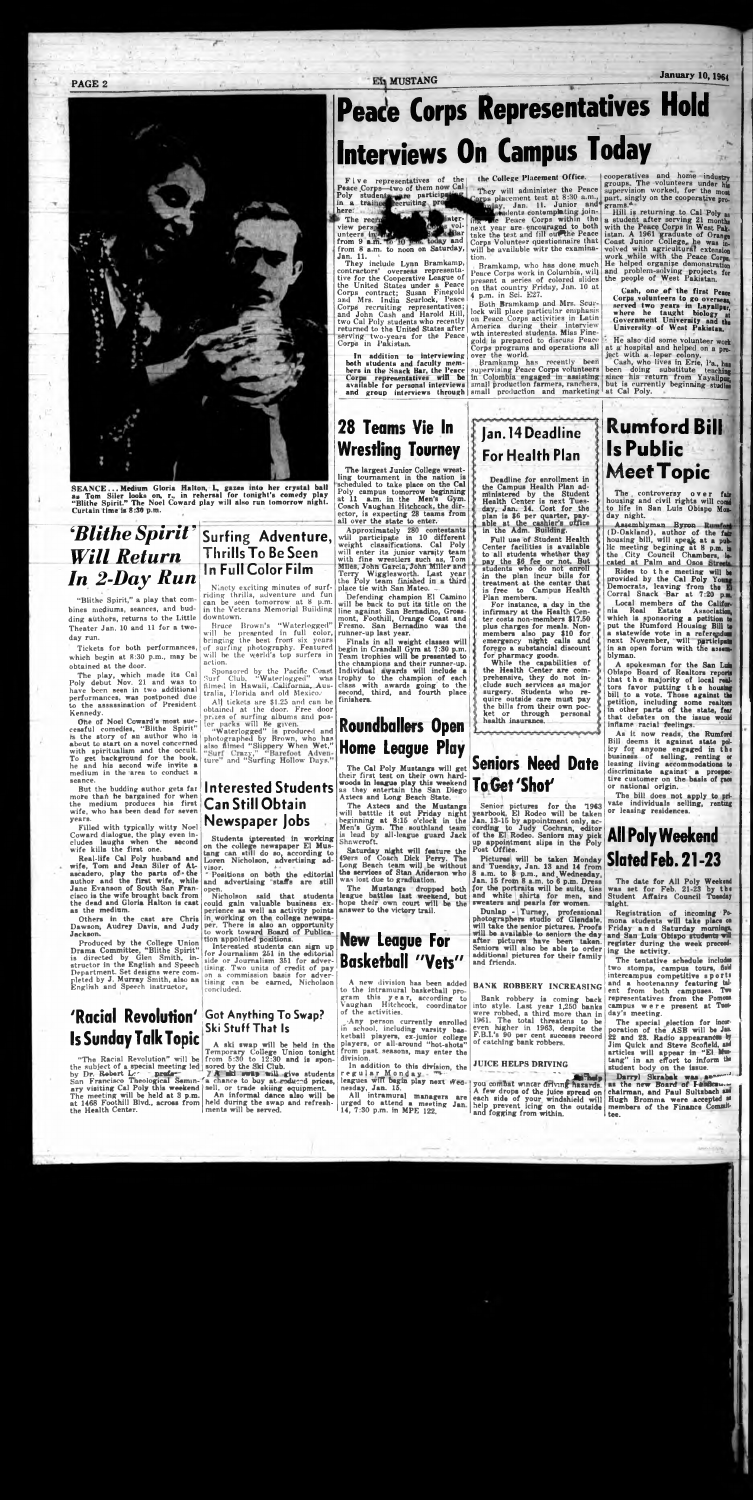# Peace Corps Representatives Hold Interviews On Campus Today

Five representatives of the Peace Corps—two of them now Cal Poly students—were participating in a training recruiting program here...

The recruiters ... interested ... view persons ... volunteers ... from 9 a.m. to 10 p.m. today and from 8 a.m. to noon on Saturday, Jan. 11.

They include Lynn Bramkamp, contractors' overseas representative for the Cooperative League of the United States under a Peace Corps contract; Susan Finegold and Mrs. Linda Scurlock, Peace Corps recruiting representatives; and John Cash and Harold Hill, two Cal Poly students who recently returned to the United States after serving two-years for the Peace Corps in Pakistan.

**In addition to interviewing both students and faculty members in the Snack Bar, the Peace Corps representatives will be available for personal interviews and group interviews through the College Placement Office.**

They will administer the Peace Corps placement test at 8:30 a.m., Saturday, Jan. 11. Junior and senior students contemplating joining the Peace Corps within the next year are encouraged to both take the test and fill out the Peace Corps Volunteer questionnaire that will be available with the examination.

Bramkamp, who has done much Peace Corps work in Columbia, will present a series of colored slides on that country Friday, Jan. 10 at 4 p.m. in Sci. E27.

Both Bramkamp and Mrs. Scurlock will place particular emphasis on Peace Corps activities in Latin America during their interview with interested students. Miss Finegold is prepared to discuss Peace Corps programs and operations all over the world.

Bramkamp has recently been supervising Peace Corps volunteers in Colombia engaged in assisting small production farmers, ranchers, small production and marketing cooperatives and home industry groups. The volunteers under his supervision worked, for the most part, singly on the cooperative programs.

Hill is returning to Cal Poly as a student after serving 21 months with the Peace Corps in West Pakistan. A 1961 graduate of Orange Coast Junior College, he was involved with agricultural extension work while with the Peace Corps. He helped organize demonstration and problem-solving projects for the people of West Pakistan.

**Cash, one of the first Peace Corps volunteers to go overseas, served two years in Layallpur, where he taught biology at Government University and the University of West Pakistan.**

He also did some volunteer work at a hospital and helped on a project with a leper colony.

Cash, who lives in Erie, Pa., has been doing substitute teaching since his return from Layallpur, but is currently beginning studies at Cal Poly.

SEANCE ... Medium Gloria Halton, L, gazes into her crystal ball as Tom Siler looks on, r., in rehersal for tonight's comedy play "Blithe Spirit." The Noel Coward play will also run tomorrow night. Curtain time is 8:30 p.m.

## 'Blithe Spirit' Will Return In 2-Day Run

"Blithe Spirit," a play that combines mediums, seances, and budding authors, returns to the Little Theater Jan. 10 and 11 for a two-day run.

Tickets for both performances, which begin at 8:30 p.m., may be obtained at the door.

The play, which made its Cal Poly debut Nov. 21 and was to have been seen in two additional performances, was postponed due to the assassination of President Kennedy.

One of Noel Coward's most successful comedies, "Blithe Spirit" is the story of an author who is about to start on a novel concerned with spiritualism and the occult. To get background for the book, he and his second wife invite a medium in the area to conduct a seance.

But the budding author gets far more than he bargained for when the medium produces his first wife, who has been dead for seven years.

Filled with typically witty Noel Coward dialogue, the play even includes laughs when the second wife kills the first one.

Real-life Cal Poly husband and wife, Tom and Jean Siler of Atascadero, play the parts of the author and the first wife, while Jane Evanson of South San Francisco is the wife brought back from the dead and Gloria Halton is cast as the medium.

Others in the cast are Chris Dawson, Audrey Davis, and Judy Jackson.

Produced by the College Union Drama Committee, "Blithe Spirit" is directed by Glen Smith, instructor in the English and Speech Department. Set designs were completed by J. Murray Smith, also an English and Speech instructor.

## Surfing Adventure, Thrills To Be Seen In Full Color Film

Ninety exciting minutes of surf-riding thrills, adventure and fun can be seen tomorrow at 8 p.m. in the Veterans Memorial Building downtown.

Bruce Brown's "Waterlogged" will be presented in full color, bringing the best from six years of surfing photography. Featured will be the world's top surfers in action.

Sponsored by the Pacific Coast Surf Club, "Waterlogged" was filmed in Hawaii, California, Australia, Florida and old Mexico.

All tickets are $1.25 and can be obtained at the door. Free door prizes of surfing albums and poster packs will be given.

"Waterlogged" is produced and photographed by Brown, who has also filmed "Slippery When Wet," "Surf Crazy," "Barefoot Adventure" and "Surfing Hollow Days."

## Interested Students Can Still Obtain Newspaper Jobs

Students interested in working on the college newspaper El Mustang can still do so, according to Loren Nicholson, advertising advisor.

Positions on both the editorial and advertising staffs are still open.

Nicholson said that students could gain valuable business experience as well as activity points in working on the college newspaper. There is also an opportunity to work toward Board of Publication appointed positions.

Interested students can sign up for Journalism 251 in the editorial side or Journalism 351 for advertising. Two units of credit of pay on a commission basis for advertising can be earned, Nicholson concluded.

## 'Racial Revolution' Is Sunday Talk Topic

"The Racial Revolution" will be the subject of a special meeting led by Dr. Robert L... professor ... San Francisco Theological Seminary visiting Cal Poly this weekend. The meeting will be held at 3 p.m. at 1468 Foothill Blvd., across from the Health Center.

## Got Anything To Swap? Ski Stuff That Is

A ski swap will be held in the Temporary College Union tonight from 5:30 to 12:30 and is sponsored by the Ski Club.

A ski swap will give students a chance to buy at reduced prices, sell, or trade skiing equipment.

An informal dance also will be held during the swap and refreshments will be served.

## 28 Teams Vie In Wrestling Tourney

The largest Junior College wrestling tournament in the nation is scheduled to take place on the Cal Poly campus tomorrow beginning at 11 a.m. in the Men's Gym. Coach Vaughan Hitchcock, the director, is expecting 28 teams from all over the state to enter.

Approximately 280 contestants will participate in 10 different weight classifications. Cal Poly will enter its junior varsity team with fine wrestlers such as Tom Miles, John Garcia, John Miller and Terry Wigglesworth. Last year the Poly team finished in a third place tie with San Mateo.

Defending champion El Camino will be back to put its title on the line against San Bernardino, Grossmont, Foothill, Orange Coast and Fresno. San Bernardino was the runner-up last year.

Finals in all weight classes will begin in Crandall Gym at 7:30 p.m. Team trophies will be presented to the champions and their runner-up. Individual awards will include a trophy to the champion of each class with awards going to the second, third, and fourth place finishers.

## Roundballers Open Home League Play

The Cal Poly Mustangs will get their first test on their own hardwoods in league play this weekend as they entertain the San Diego Aztecs and Long Beach State.

The Aztecs and the Mustangs will battle it out Friday night beginning at 8:15 o'clock in the Men's Gym. The southland team is lead by all-league guard Jack Shawcroft.

Saturday night will feature the 49ers of Coach Dick Perry. The Long Beach team will be without the services of Stan Anderson who was lost due to graduation.

The Mustangs dropped both league battles last weekend, but hope their own court will be the answer to the victory trail.

## New League For Basketball "Vets"

A new division has been added to the intramural basketball program this year, according to Vaughan Hitchcock, coordinator of the activities.

Any person currently enrolled in school, including varsity basketball players, ex-junior college players, or all-around "hot-shots" from past seasons, may enter the division.

In addition to this division, the regular Monday ... leagues will begin play next Wednesday, Jan. 15.

All intramural managers are urged to attend a meeting Jan. 14, 7:30 p.m. in MPE 122.

## Jan. 14 Deadline For Health Plan

Deadline for enrollment in the Campus Health Plan administered by the Student Health Center is next Tuesday, Jan. 14. Cost for the plan is $6 per quarter, payable at the cashier's office in the Adm. Building.

Full use of Student Health Center facilities is available to all students whether they pay the $6 fee or not. But students who do not enroll in the plan incur bills for treatment at the center that is free to Campus Health Plan members.

For instance, a day in the infirmary at the Health Center costs non-members $17.50 plus charges for meals. Non-members also pay $10 for emergency night calls and forego a substantial discount for pharmacy goods.

While the capabilities of the Health Center are comprehensive, they do not include such services as major surgery. Students who require outside care must pay the bills from their own pocket or through personal health insurance.

## Seniors Need Date To Get 'Shot'

Senior pictures for the 1963 yearbook, El Rodeo will be taken Jan. 13-15 by appointment only, according to Judy Cochran, editor of the El Rodeo. Seniors may pick up appointment slips in the Poly Post Office.

Pictures will be taken Monday and Tuesday, Jan. 13 and 14 from 8 a.m. to 5 p.m., and Wednesday, Jan. 15 from 8 a.m. to 5 p.m. Dress for the portraits will be suits, ties and white shirts for men, and sweaters and pearls for women.

Dunlap ... Turney, professional photographers studio of Glendale, will take the senior pictures. Proofs will be available to seniors the day after pictures have been taken. Seniors will also be able to order additional pictures for their family and friends.

**BANK ROBBERY INCREASING**

Bank robbery is coming back into style. Last year 1,250 banks were robbed, a third more than in 1961. The total threatens to be even higher in 1963, despite the F.B.I.'s 90 per cent success record of catching bank robbers.

**JUICE HELPS DRIVING**

... you combat winter driving hazards. A few drops of the juice spread on each side of your windshield will help prevent icing on the outside and fogging from within.

## Rumford Bill Is Public Meet Topic

The controversy over fair housing and civil rights will come to life in San Luis Obispo Monday night.

Assemblyman Byron Rumford (D-Oakland), author of the fair housing bill, will speak at a public meeting beginning at 8 p.m. in the City Council Chambers, located at Palm and Osos Streets.

The evening's meeting will be provided by the Cal Poly Young Democrats, leaving from the El Corral Snack Bar at 7:20 p.m.

Local members of the California Real Estate Association, which is sponsoring a petition to put the Rumford Housing Bill to a statewide vote in a referendum next November, will participate in an open forum with the assemblyman.

A spokesman for the San Luis Obispo Board of Realtors reports that the majority of local realtors favor putting the housing bill to a vote. Those against the petition, including some realtors in other parts of the state, fear that debates on the issue would inflame racial feelings.

As it now reads, the Rumford Bill deems it against state policy for anyone engaged in the business of selling, renting or leasing living accommodations to discriminate against a prospective customer on the basis of race or national origin.

The bill does not apply to private individuals selling, renting or leasing residences.

## All Poly Weekend Slated Feb. 21-23

The date for All Poly Weekend was set for Feb. 21-23 by the Student Affairs Council Tuesday night.

Registration of incoming Pomona students will take place on Friday and Saturday mornings and San Luis Obispo students will register during the week preceding the activity.

The tentative schedule includes two stomps, campus tours, field intercampus competitive sports and a hootenanny featuring talent from both campuses. Two representatives from the Pomona campus were present at Tuesday's meeting.

The special election for incorporation of the ASB will be Jan. 22 and 23. Radio appearances by Jim Quick and Steve Scofield, and articles will appear in "El Mustang" in an effort to inform the student body on the issue.

Darryl Skrabak was ... as the new Board of Finance chairman, and Paul Sultzbach and Hugh Bromma were accepted as members of the Finance Committee.